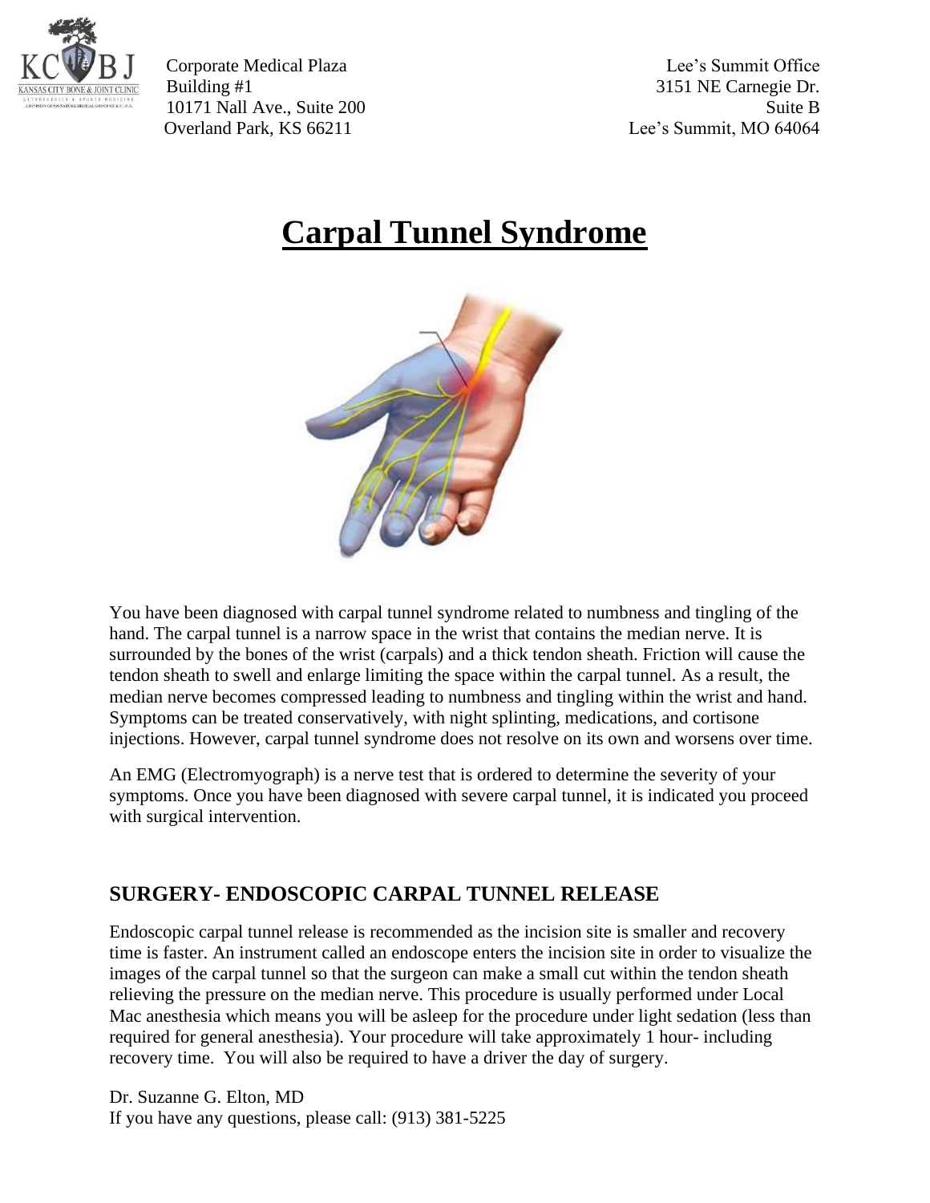Corporate Medical Plaza
Building #1
10171 Nall Ave., Suite 200
Overland Park, KS 66211

Lee's Summit Office
3151 NE Carnegie Dr.
Suite B
Lee's Summit, MO 64064

# Carpal Tunnel Syndrome

You have been diagnosed with carpal tunnel syndrome related to numbness and tingling of the hand. The carpal tunnel is a narrow space in the wrist that contains the median nerve. It is surrounded by the bones of the wrist (carpals) and a thick tendon sheath. Friction will cause the tendon sheath to swell and enlarge limiting the space within the carpal tunnel. As a result, the median nerve becomes compressed leading to numbness and tingling within the wrist and hand. Symptoms can be treated conservatively, with night splinting, medications, and cortisone injections. However, carpal tunnel syndrome does not resolve on its own and worsens over time.

An EMG (Electromyograph) is a nerve test that is ordered to determine the severity of your symptoms. Once you have been diagnosed with severe carpal tunnel, it is indicated you proceed with surgical intervention.

## SURGERY- ENDOSCOPIC CARPAL TUNNEL RELEASE

Endoscopic carpal tunnel release is recommended as the incision site is smaller and recovery time is faster. An instrument called an endoscope enters the incision site in order to visualize the images of the carpal tunnel so that the surgeon can make a small cut within the tendon sheath relieving the pressure on the median nerve. This procedure is usually performed under Local Mac anesthesia which means you will be asleep for the procedure under light sedation (less than required for general anesthesia). Your procedure will take approximately 1 hour- including recovery time. You will also be required to have a driver the day of surgery.

Dr. Suzanne G. Elton, MD
If you have any questions, please call: (913) 381-5225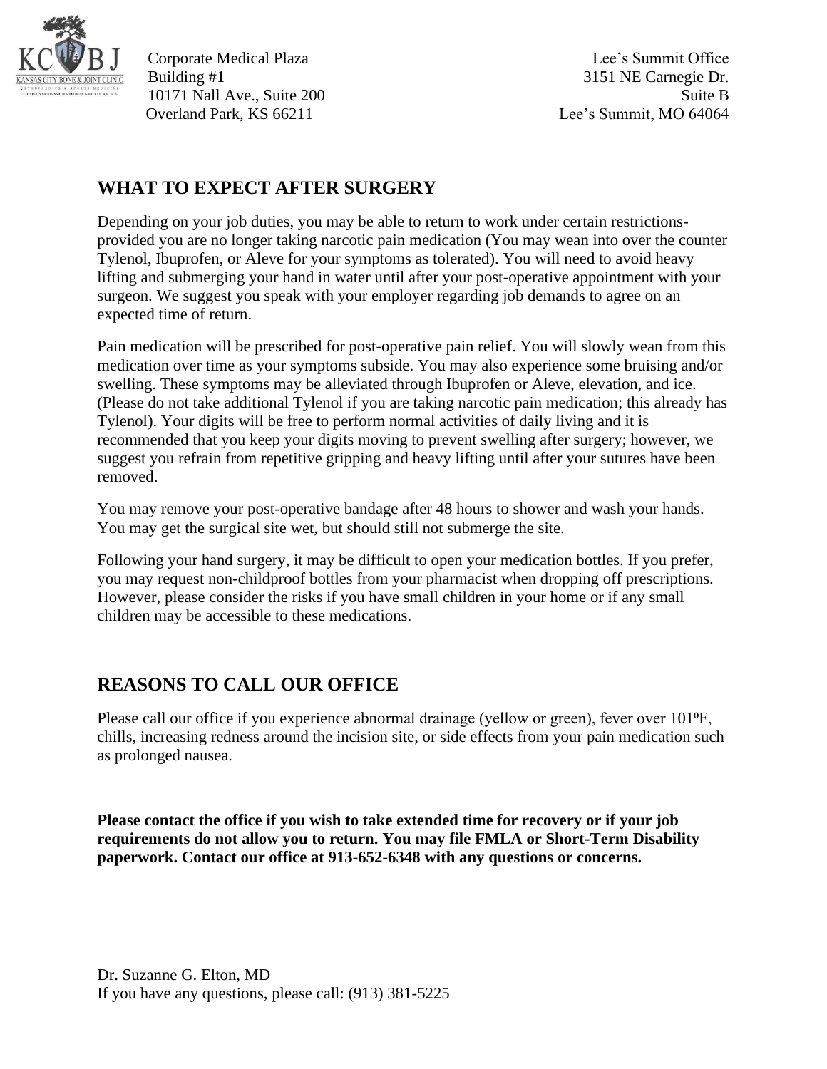Corporate Medical Plaza
Building #1
10171 Nall Ave., Suite 200
Overland Park, KS 66211

Lee's Summit Office
3151 NE Carnegie Dr.
Suite B
Lee's Summit, MO 64064

## WHAT TO EXPECT AFTER SURGERY

Depending on your job duties, you may be able to return to work under certain restrictions- provided you are no longer taking narcotic pain medication (You may wean into over the counter Tylenol, Ibuprofen, or Aleve for your symptoms as tolerated). You will need to avoid heavy lifting and submerging your hand in water until after your post-operative appointment with your surgeon. We suggest you speak with your employer regarding job demands to agree on an expected time of return.

Pain medication will be prescribed for post-operative pain relief. You will slowly wean from this medication over time as your symptoms subside. You may also experience some bruising and/or swelling. These symptoms may be alleviated through Ibuprofen or Aleve, elevation, and ice. (Please do not take additional Tylenol if you are taking narcotic pain medication; this already has Tylenol). Your digits will be free to perform normal activities of daily living and it is recommended that you keep your digits moving to prevent swelling after surgery; however, we suggest you refrain from repetitive gripping and heavy lifting until after your sutures have been removed.

You may remove your post-operative bandage after 48 hours to shower and wash your hands. You may get the surgical site wet, but should still not submerge the site.

Following your hand surgery, it may be difficult to open your medication bottles. If you prefer, you may request non-childproof bottles from your pharmacist when dropping off prescriptions. However, please consider the risks if you have small children in your home or if any small children may be accessible to these medications.

## REASONS TO CALL OUR OFFICE

Please call our office if you experience abnormal drainage (yellow or green), fever over 101ºF, chills, increasing redness around the incision site, or side effects from your pain medication such as prolonged nausea.

**Please contact the office if you wish to take extended time for recovery or if your job requirements do not allow you to return. You may file FMLA or Short-Term Disability paperwork. Contact our office at 913-652-6348 with any questions or concerns.**

Dr. Suzanne G. Elton, MD
If you have any questions, please call: (913) 381-5225